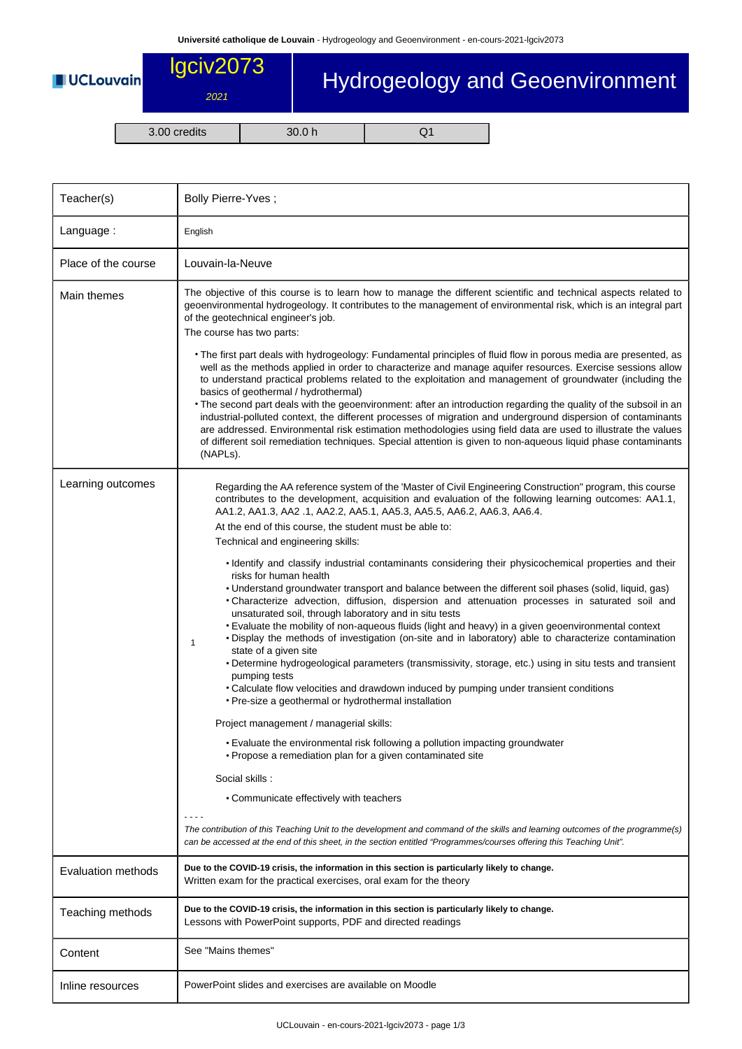# lgciv2073 — Hydrogeology and Geoenvironment

*2021*

| 3.00 credits | 30.0 h | Q1 |
|---|---|---|

| | |
|---|---|
| Teacher(s) | Bolly Pierre-Yves ; |
| Language : | English |
| Place of the course | Louvain-la-Neuve |
| Main themes | The objective of this course is to learn how to manage the different scientific and technical aspects related to geoenvironmental hydrogeology. It contributes to the management of environmental risk, which is an integral part of the geotechnical engineer's job.<br>The course has two parts:<br>• The first part deals with hydrogeology: Fundamental principles of fluid flow in porous media are presented, as well as the methods applied in order to characterize and manage aquifer resources. Exercise sessions allow to understand practical problems related to the exploitation and management of groundwater (including the basics of geothermal / hydrothermal)<br>• The second part deals with the geoenvironment: after an introduction regarding the quality of the subsoil in an industrial-polluted context, the different processes of migration and underground dispersion of contaminants are addressed. Environmental risk estimation methodologies using field data are used to illustrate the values of different soil remediation techniques. Special attention is given to non-aqueous liquid phase contaminants (NAPLs). |
| Learning outcomes | 1 — Regarding the AA reference system of the 'Master of Civil Engineering Construction" program, this course contributes to the development, acquisition and evaluation of the following learning outcomes: AA1.1, AA1.2, AA1.3, AA2 .1, AA2.2, AA5.1, AA5.3, AA5.5, AA6.2, AA6.3, AA6.4.<br>At the end of this course, the student must be able to:<br>Technical and engineering skills:<br>• Identify and classify industrial contaminants considering their physicochemical properties and their risks for human health<br>• Understand groundwater transport and balance between the different soil phases (solid, liquid, gas)<br>• Characterize advection, diffusion, dispersion and attenuation processes in saturated soil and unsaturated soil, through laboratory and in situ tests<br>• Evaluate the mobility of non-aqueous fluids (light and heavy) in a given geoenvironmental context<br>• Display the methods of investigation (on-site and in laboratory) able to characterize contamination state of a given site<br>• Determine hydrogeological parameters (transmissivity, storage, etc.) using in situ tests and transient pumping tests<br>• Calculate flow velocities and drawdown induced by pumping under transient conditions<br>• Pre-size a geothermal or hydrothermal installation<br>Project management / managerial skills:<br>• Evaluate the environmental risk following a pollution impacting groundwater<br>• Propose a remediation plan for a given contaminated site<br>Social skills :<br>• Communicate effectively with teachers<br>- - - -<br>*The contribution of this Teaching Unit to the development and command of the skills and learning outcomes of the programme(s) can be accessed at the end of this sheet, in the section entitled "Programmes/courses offering this Teaching Unit".* |
| Evaluation methods | **Due to the COVID-19 crisis, the information in this section is particularly likely to change.**<br>Written exam for the practical exercises, oral exam for the theory |
| Teaching methods | **Due to the COVID-19 crisis, the information in this section is particularly likely to change.**<br>Lessons with PowerPoint supports, PDF and directed readings |
| Content | See "Mains themes" |
| Inline resources | PowerPoint slides and exercises are available on Moodle |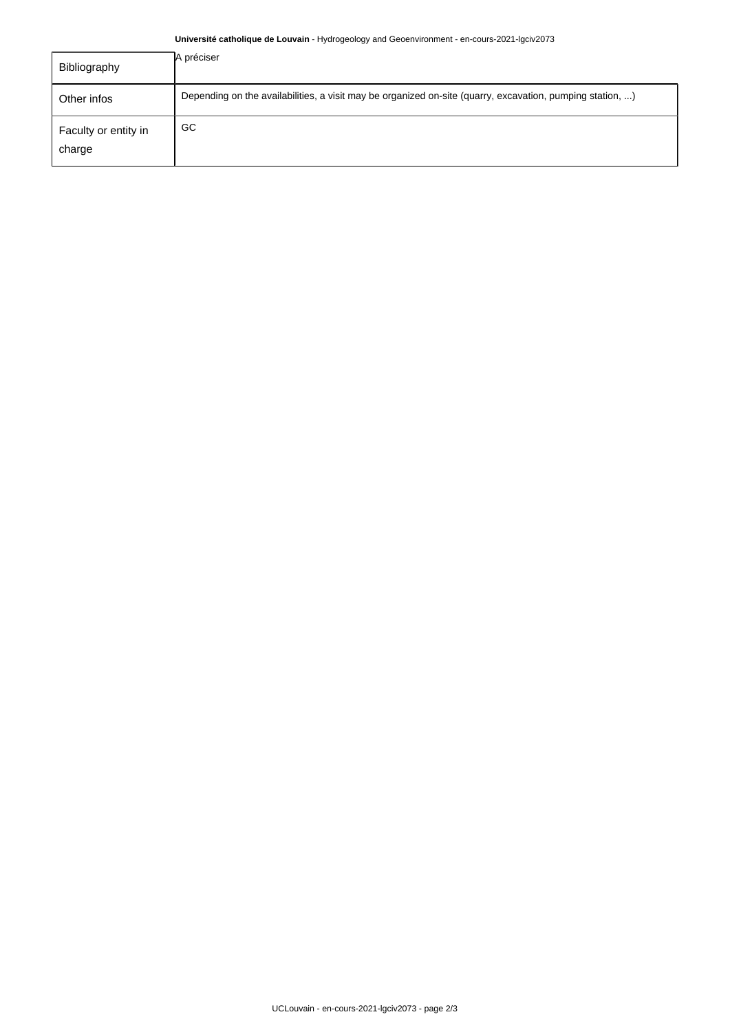| | |
|---|---|
| Bibliography | A préciser |
| Other infos | Depending on the availabilities, a visit may be organized on-site (quarry, excavation, pumping station, ...) |
| Faculty or entity in charge | GC |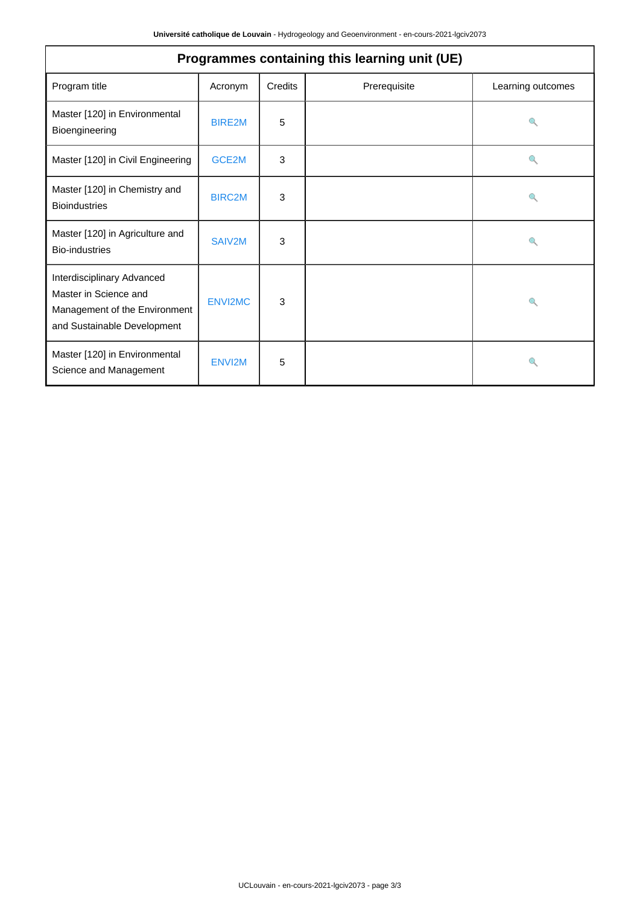## Programmes containing this learning unit (UE)

| Program title | Acronym | Credits | Prerequisite | Learning outcomes |
|---|---|---|---|---|
| Master [120] in Environmental Bioengineering | BIRE2M | 5 | | 🔍 |
| Master [120] in Civil Engineering | GCE2M | 3 | | 🔍 |
| Master [120] in Chemistry and Bioindustries | BIRC2M | 3 | | 🔍 |
| Master [120] in Agriculture and Bio-industries | SAIV2M | 3 | | 🔍 |
| Interdisciplinary Advanced Master in Science and Management of the Environment and Sustainable Development | ENVI2MC | 3 | | 🔍 |
| Master [120] in Environmental Science and Management | ENVI2M | 5 | | 🔍 |